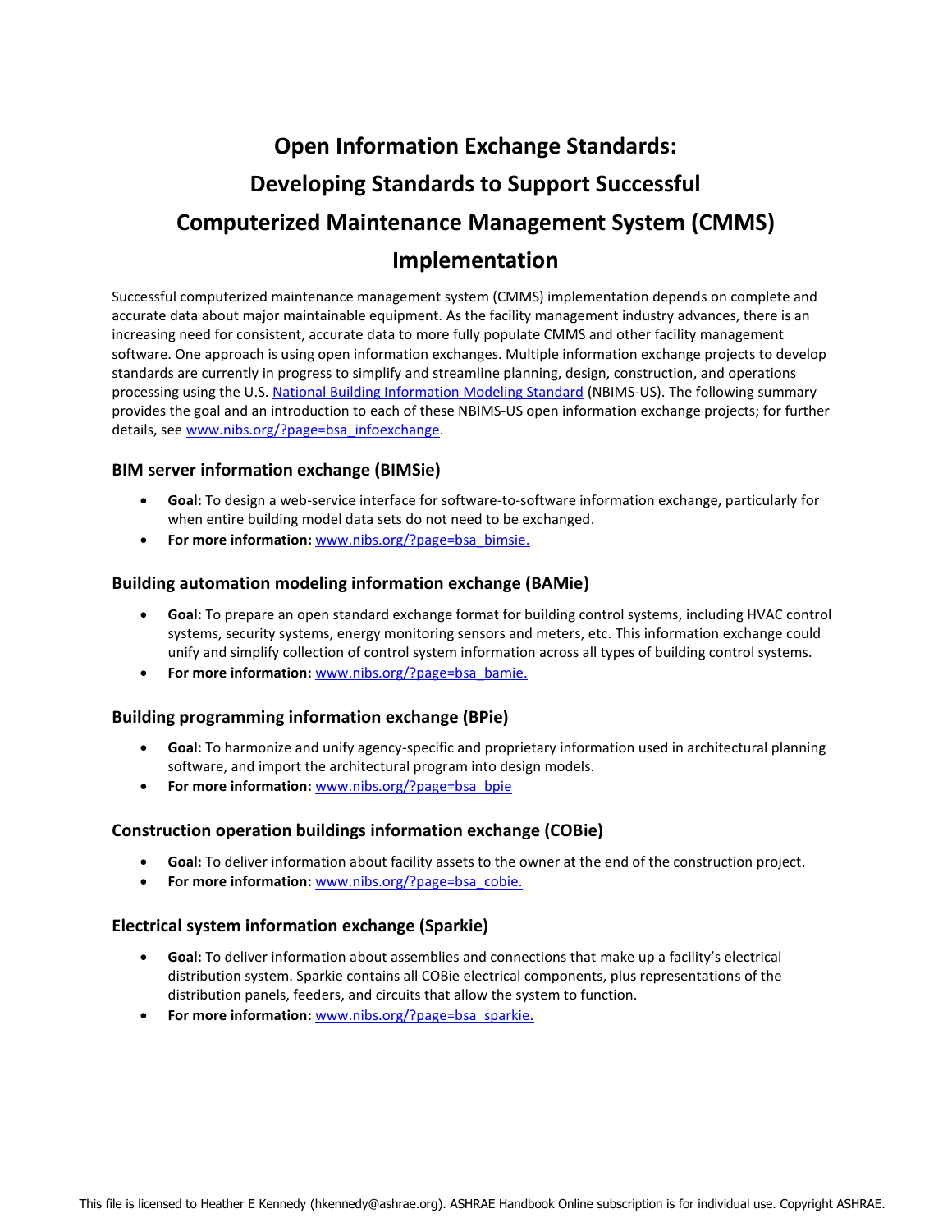# Open Information Exchange Standards: Developing Standards to Support Successful Computerized Maintenance Management System (CMMS) Implementation

Successful computerized maintenance management system (CMMS) implementation depends on complete and accurate data about major maintainable equipment. As the facility management industry advances, there is an increasing need for consistent, accurate data to more fully populate CMMS and other facility management software. One approach is using open information exchanges. Multiple information exchange projects to develop standards are currently in progress to simplify and streamline planning, design, construction, and operations processing using the U.S. National Building Information Modeling Standard (NBIMS-US). The following summary provides the goal and an introduction to each of these NBIMS-US open information exchange projects; for further details, see www.nibs.org/?page=bsa_infoexchange.

### BIM server information exchange (BIMSie)

- **Goal:** To design a web-service interface for software-to-software information exchange, particularly for when entire building model data sets do not need to be exchanged.
- **For more information:** www.nibs.org/?page=bsa_bimsie.

### Building automation modeling information exchange (BAMie)

- **Goal:** To prepare an open standard exchange format for building control systems, including HVAC control systems, security systems, energy monitoring sensors and meters, etc. This information exchange could unify and simplify collection of control system information across all types of building control systems.
- **For more information:** www.nibs.org/?page=bsa_bamie.

### Building programming information exchange (BPie)

- **Goal:** To harmonize and unify agency-specific and proprietary information used in architectural planning software, and import the architectural program into design models.
- **For more information:** www.nibs.org/?page=bsa_bpie

### Construction operation buildings information exchange (COBie)

- **Goal:** To deliver information about facility assets to the owner at the end of the construction project.
- **For more information:** www.nibs.org/?page=bsa_cobie.

### Electrical system information exchange (Sparkie)

- **Goal:** To deliver information about assemblies and connections that make up a facility's electrical distribution system. Sparkie contains all COBie electrical components, plus representations of the distribution panels, feeders, and circuits that allow the system to function.
- **For more information:** www.nibs.org/?page=bsa_sparkie.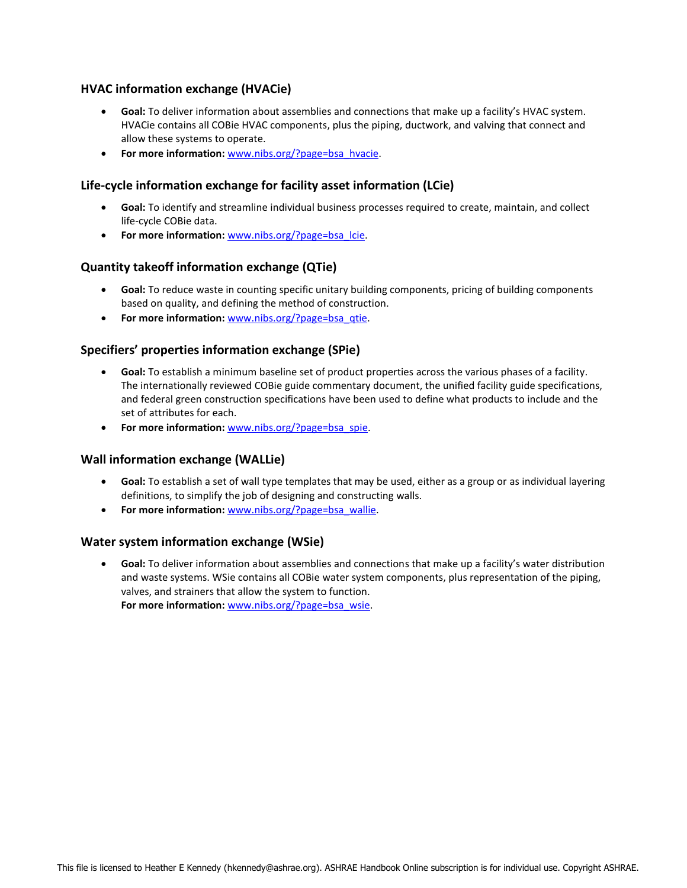### HVAC information exchange (HVACie)

- **Goal:** To deliver information about assemblies and connections that make up a facility's HVAC system. HVACie contains all COBie HVAC components, plus the piping, ductwork, and valving that connect and allow these systems to operate.
- **For more information:** www.nibs.org/?page=bsa_hvacie.

### Life-cycle information exchange for facility asset information (LCie)

- **Goal:** To identify and streamline individual business processes required to create, maintain, and collect life-cycle COBie data.
- **For more information:** www.nibs.org/?page=bsa_lcie.

### Quantity takeoff information exchange (QTie)

- **Goal:** To reduce waste in counting specific unitary building components, pricing of building components based on quality, and defining the method of construction.
- **For more information:** www.nibs.org/?page=bsa_qtie.

### Specifiers' properties information exchange (SPie)

- **Goal:** To establish a minimum baseline set of product properties across the various phases of a facility. The internationally reviewed COBie guide commentary document, the unified facility guide specifications, and federal green construction specifications have been used to define what products to include and the set of attributes for each.
- **For more information:** www.nibs.org/?page=bsa_spie.

### Wall information exchange (WALLie)

- **Goal:** To establish a set of wall type templates that may be used, either as a group or as individual layering definitions, to simplify the job of designing and constructing walls.
- **For more information:** www.nibs.org/?page=bsa_wallie.

### Water system information exchange (WSie)

- **Goal:** To deliver information about assemblies and connections that make up a facility's water distribution and waste systems. WSie contains all COBie water system components, plus representation of the piping, valves, and strainers that allow the system to function.
  **For more information:** www.nibs.org/?page=bsa_wsie.